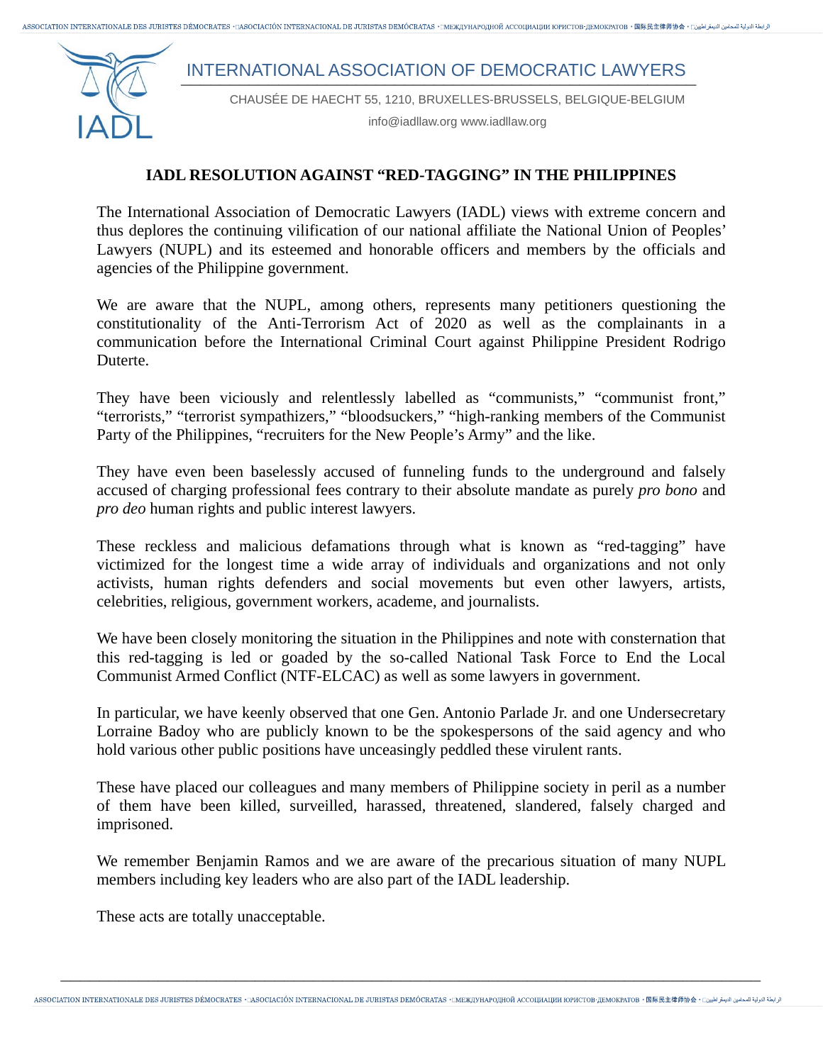INTERNATIONAL ASSOCIATION OF DEMOCRATIC LAWYERS

CHAUSÉE DE HAECHT 55, 1210, BRUXELLES-BRUSSELS, BELGIQUE-BELGIUM

info@iadllaw.org www.iadllaw.org

## IADL RESOLUTION AGAINST "RED-TAGGING" IN THE PHILIPPINES

The International Association of Democratic Lawyers (IADL) views with extreme concern and thus deplores the continuing vilification of our national affiliate the National Union of Peoples' Lawyers (NUPL) and its esteemed and honorable officers and members by the officials and agencies of the Philippine government.

We are aware that the NUPL, among others, represents many petitioners questioning the constitutionality of the Anti-Terrorism Act of 2020 as well as the complainants in a communication before the International Criminal Court against Philippine President Rodrigo Duterte.

They have been viciously and relentlessly labelled as "communists," "communist front," "terrorists," "terrorist sympathizers," "bloodsuckers," "high-ranking members of the Communist Party of the Philippines, "recruiters for the New People's Army" and the like.

They have even been baselessly accused of funneling funds to the underground and falsely accused of charging professional fees contrary to their absolute mandate as purely *pro bono* and *pro deo* human rights and public interest lawyers.

These reckless and malicious defamations through what is known as "red-tagging" have victimized for the longest time a wide array of individuals and organizations and not only activists, human rights defenders and social movements but even other lawyers, artists, celebrities, religious, government workers, academe, and journalists.

We have been closely monitoring the situation in the Philippines and note with consternation that this red-tagging is led or goaded by the so-called National Task Force to End the Local Communist Armed Conflict (NTF-ELCAC) as well as some lawyers in government.

In particular, we have keenly observed that one Gen. Antonio Parlade Jr. and one Undersecretary Lorraine Badoy who are publicly known to be the spokespersons of the said agency and who hold various other public positions have unceasingly peddled these virulent rants.

These have placed our colleagues and many members of Philippine society in peril as a number of them have been killed, surveilled, harassed, threatened, slandered, falsely charged and imprisoned.

We remember Benjamin Ramos and we are aware of the precarious situation of many NUPL members including key leaders who are also part of the IADL leadership.

These acts are totally unacceptable.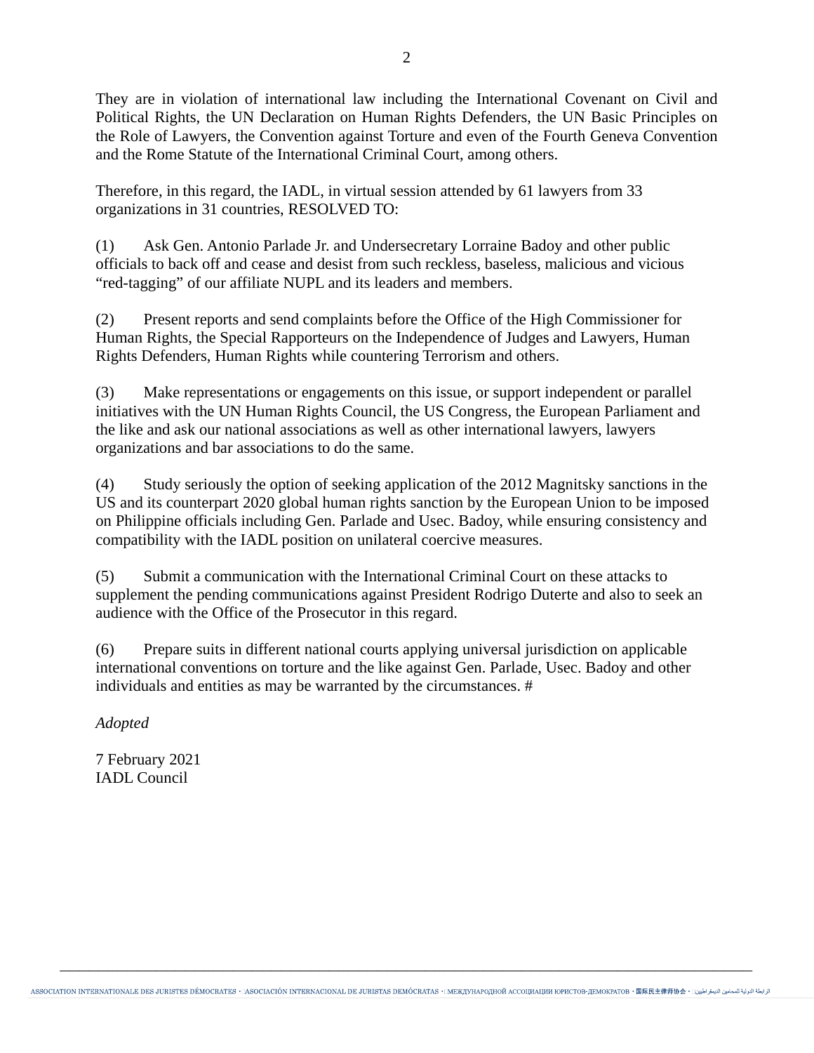They are in violation of international law including the International Covenant on Civil and Political Rights, the UN Declaration on Human Rights Defenders, the UN Basic Principles on the Role of Lawyers, the Convention against Torture and even of the Fourth Geneva Convention and the Rome Statute of the International Criminal Court, among others.

Therefore, in this regard, the IADL, in virtual session attended by 61 lawyers from 33 organizations in 31 countries, RESOLVED TO:

(1) Ask Gen. Antonio Parlade Jr. and Undersecretary Lorraine Badoy and other public officials to back off and cease and desist from such reckless, baseless, malicious and vicious “red-tagging” of our affiliate NUPL and its leaders and members.

(2) Present reports and send complaints before the Office of the High Commissioner for Human Rights, the Special Rapporteurs on the Independence of Judges and Lawyers, Human Rights Defenders, Human Rights while countering Terrorism and others.

(3) Make representations or engagements on this issue, or support independent or parallel initiatives with the UN Human Rights Council, the US Congress, the European Parliament and the like and ask our national associations as well as other international lawyers, lawyers organizations and bar associations to do the same.

(4) Study seriously the option of seeking application of the 2012 Magnitsky sanctions in the US and its counterpart 2020 global human rights sanction by the European Union to be imposed on Philippine officials including Gen. Parlade and Usec. Badoy, while ensuring consistency and compatibility with the IADL position on unilateral coercive measures.

(5) Submit a communication with the International Criminal Court on these attacks to supplement the pending communications against President Rodrigo Duterte and also to seek an audience with the Office of the Prosecutor in this regard.

(6) Prepare suits in different national courts applying universal jurisdiction on applicable international conventions on torture and the like against Gen. Parlade, Usec. Badoy and other individuals and entities as may be warranted by the circumstances. #

*Adopted*

7 February 2021
IADL Council